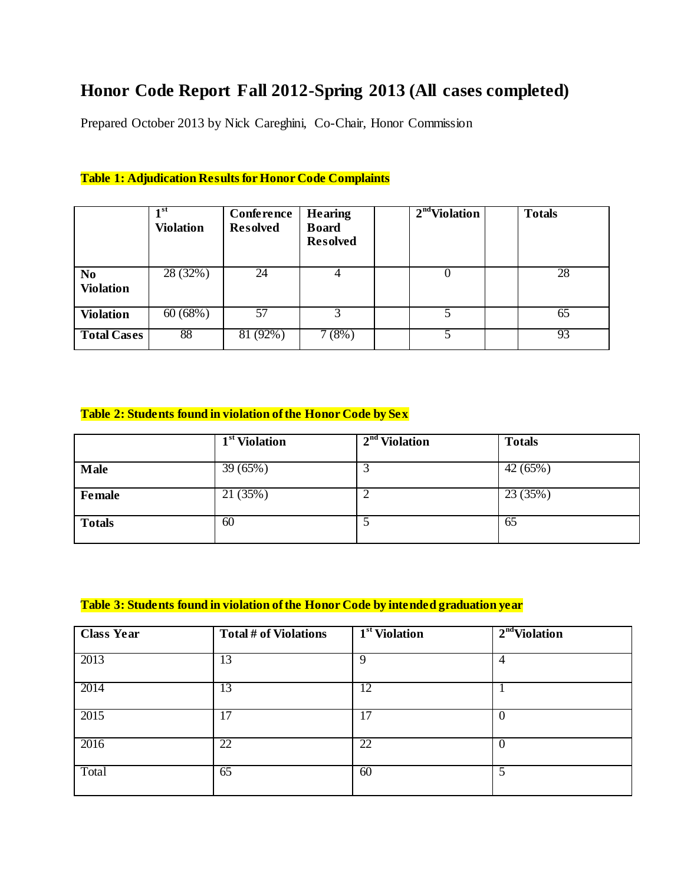# Honor Code Report Fall 2012-Spring 2013 (All cases completed)

Prepared October 2013 by Nick Careghini, Co-Chair, Honor Commission

**Table 1: Adjudication Results for Honor Code Complaints**

| | 1st Violation | Conference Resolved | Hearing Board Resolved | | 2nd Violation | | Totals |
|---|---|---|---|---|---|---|---|
| **No Violation** | 28 (32%) | 24 | 4 | | 0 | | 28 |
| **Violation** | 60 (68%) | 57 | 3 | | 5 | | 65 |
| **Total Cases** | 88 | 81 (92%) | 7 (8%) | | 5 | | 93 |

**Table 2: Students found in violation of the Honor Code by Sex**

| | 1st Violation | 2nd Violation | Totals |
|---|---|---|---|
| **Male** | 39 (65%) | 3 | 42 (65%) |
| **Female** | 21 (35%) | 2 | 23 (35%) |
| **Totals** | 60 | 5 | 65 |

**Table 3: Students found in violation of the Honor Code by intended graduation year**

| Class Year | Total # of Violations | 1st Violation | 2nd Violation |
|---|---|---|---|
| 2013 | 13 | 9 | 4 |
| 2014 | 13 | 12 | 1 |
| 2015 | 17 | 17 | 0 |
| 2016 | 22 | 22 | 0 |
| Total | 65 | 60 | 5 |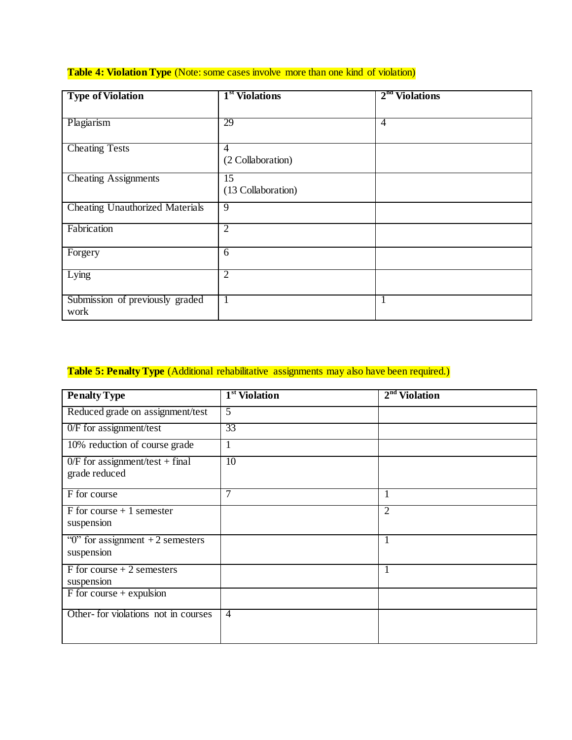**Table 4: Violation Type** (Note: some cases involve more than one kind of violation)

| Type of Violation | 1st Violations | 2nd Violations |
|---|---|---|
| Plagiarism | 29 | 4 |
| Cheating Tests | 4<br>(2 Collaboration) | |
| Cheating Assignments | 15<br>(13 Collaboration) | |
| Cheating Unauthorized Materials | 9 | |
| Fabrication | 2 | |
| Forgery | 6 | |
| Lying | 2 | |
| Submission of previously graded work | 1 | 1 |

**Table 5: Penalty Type** (Additional rehabilitative assignments may also have been required.)

| Penalty Type | 1st Violation | 2nd Violation |
|---|---|---|
| Reduced grade on assignment/test | 5 | |
| 0/F for assignment/test | 33 | |
| 10% reduction of course grade | 1 | |
| 0/F for assignment/test + final grade reduced | 10 | |
| F for course | 7 | 1 |
| F for course + 1 semester suspension | | 2 |
| "0" for assignment + 2 semesters suspension | | 1 |
| F for course + 2 semesters suspension | | 1 |
| F for course + expulsion | | |
| Other- for violations not in courses | 4 | |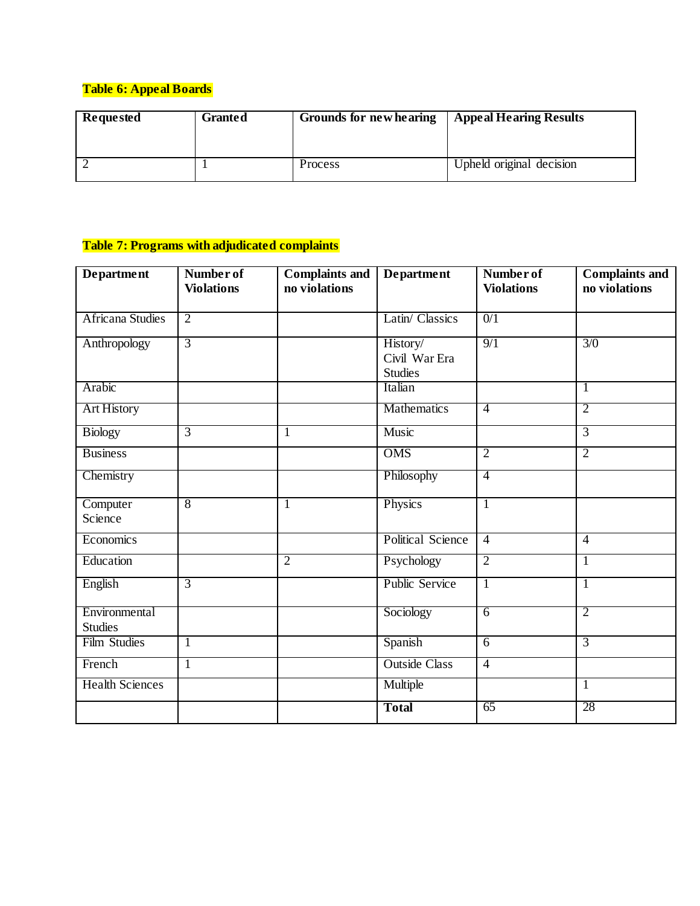**Table 6: Appeal Boards**

| Requested | Granted | Grounds for new hearing | Appeal Hearing Results |
|---|---|---|---|
| 2 | 1 | Process | Upheld original decision |

**Table 7: Programs with adjudicated complaints**

| Department | Number of Violations | Complaints and no violations | Department | Number of Violations | Complaints and no violations |
|---|---|---|---|---|---|
| Africana Studies | 2 | | Latin/ Classics | 0/1 | |
| Anthropology | 3 | | History/ Civil War Era Studies | 9/1 | 3/0 |
| Arabic | | | Italian | | 1 |
| Art History | | | Mathematics | 4 | 2 |
| Biology | 3 | 1 | Music | | 3 |
| Business | | | OMS | 2 | 2 |
| Chemistry | | | Philosophy | 4 | |
| Computer Science | 8 | 1 | Physics | 1 | |
| Economics | | | Political Science | 4 | 4 |
| Education | | 2 | Psychology | 2 | 1 |
| English | 3 | | Public Service | 1 | 1 |
| Environmental Studies | | | Sociology | 6 | 2 |
| Film Studies | 1 | | Spanish | 6 | 3 |
| French | 1 | | Outside Class | 4 | |
| Health Sciences | | | Multiple | | 1 |
| | | | **Total** | 65 | 28 |